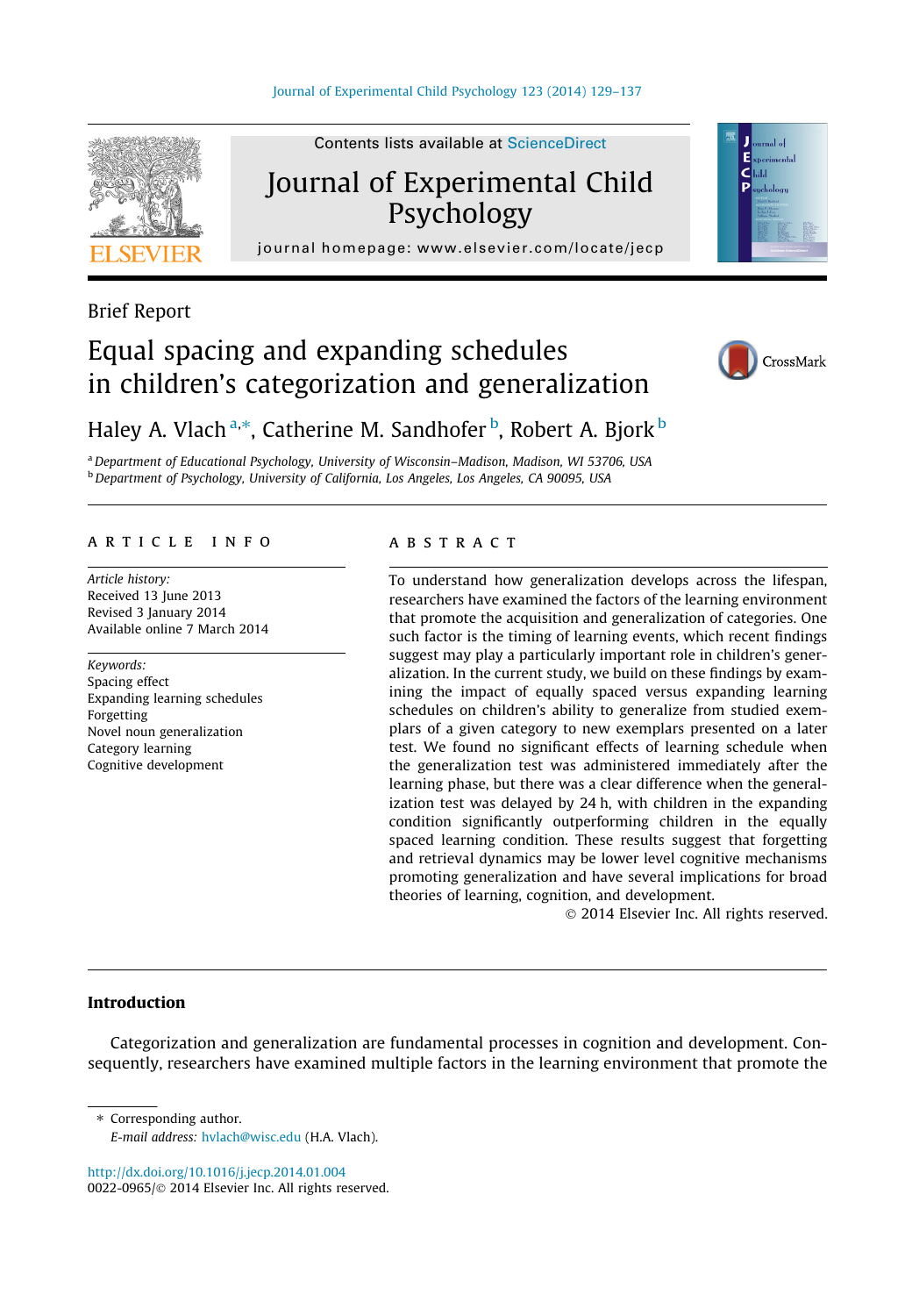Brief Report

# Equal spacing and expanding schedules in children's categorization and generalization

Haley A. Vlach [a,*], Catherine M. Sandhofer [b], Robert A. Bjork [b]

[a] Department of Educational Psychology, University of Wisconsin–Madison, Madison, WI 53706, USA
[b] Department of Psychology, University of California, Los Angeles, Los Angeles, CA 90095, USA

## ARTICLE INFO

*Article history:*
Received 13 June 2013
Revised 3 January 2014
Available online 7 March 2014

*Keywords:*
Spacing effect
Expanding learning schedules
Forgetting
Novel noun generalization
Category learning
Cognitive development

## ABSTRACT

To understand how generalization develops across the lifespan, researchers have examined the factors of the learning environment that promote the acquisition and generalization of categories. One such factor is the timing of learning events, which recent findings suggest may play a particularly important role in children's generalization. In the current study, we build on these findings by examining the impact of equally spaced versus expanding learning schedules on children's ability to generalize from studied exemplars of a given category to new exemplars presented on a later test. We found no significant effects of learning schedule when the generalization test was administered immediately after the learning phase, but there was a clear difference when the generalization test was delayed by 24 h, with children in the expanding condition significantly outperforming children in the equally spaced learning condition. These results suggest that forgetting and retrieval dynamics may be lower level cognitive mechanisms promoting generalization and have several implications for broad theories of learning, cognition, and development.

© 2014 Elsevier Inc. All rights reserved.

## Introduction

Categorization and generalization are fundamental processes in cognition and development. Consequently, researchers have examined multiple factors in the learning environment that promote the

* Corresponding author.
*E-mail address:* hvlach@wisc.edu (H.A. Vlach).

http://dx.doi.org/10.1016/j.jecp.2014.01.004
0022-0965/© 2014 Elsevier Inc. All rights reserved.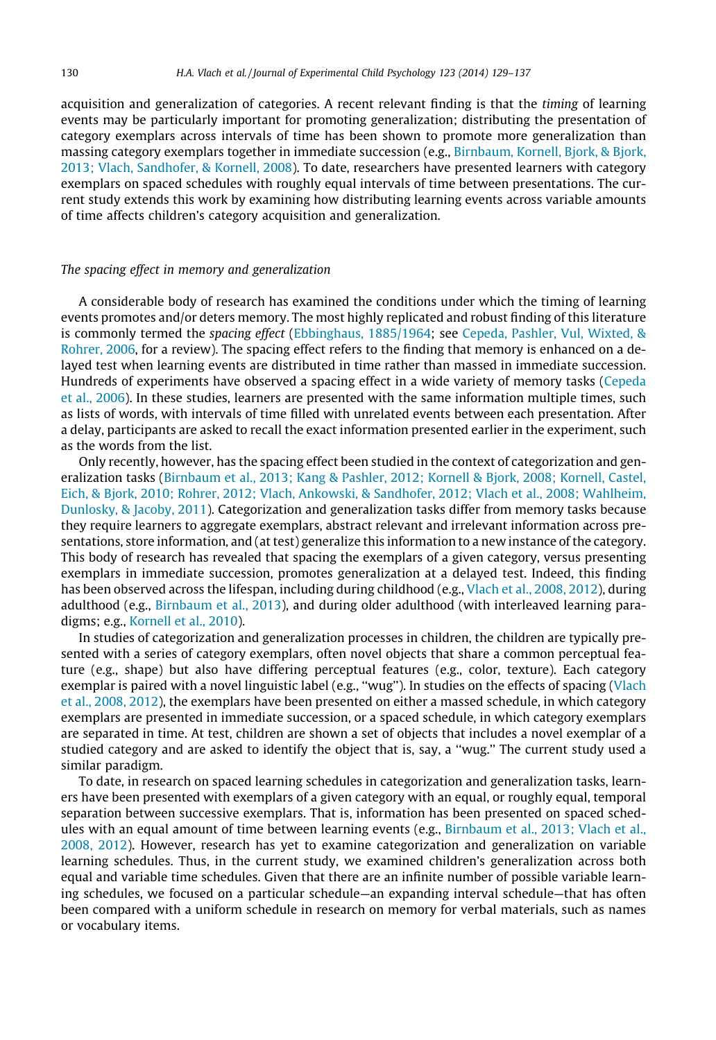acquisition and generalization of categories. A recent relevant finding is that the *timing* of learning events may be particularly important for promoting generalization; distributing the presentation of category exemplars across intervals of time has been shown to promote more generalization than massing category exemplars together in immediate succession (e.g., Birnbaum, Kornell, Bjork, & Bjork, 2013; Vlach, Sandhofer, & Kornell, 2008). To date, researchers have presented learners with category exemplars on spaced schedules with roughly equal intervals of time between presentations. The current study extends this work by examining how distributing learning events across variable amounts of time affects children's category acquisition and generalization.

### *The spacing effect in memory and generalization*

A considerable body of research has examined the conditions under which the timing of learning events promotes and/or deters memory. The most highly replicated and robust finding of this literature is commonly termed the *spacing effect* (Ebbinghaus, 1885/1964; see Cepeda, Pashler, Vul, Wixted, & Rohrer, 2006, for a review). The spacing effect refers to the finding that memory is enhanced on a delayed test when learning events are distributed in time rather than massed in immediate succession. Hundreds of experiments have observed a spacing effect in a wide variety of memory tasks (Cepeda et al., 2006). In these studies, learners are presented with the same information multiple times, such as lists of words, with intervals of time filled with unrelated events between each presentation. After a delay, participants are asked to recall the exact information presented earlier in the experiment, such as the words from the list.

Only recently, however, has the spacing effect been studied in the context of categorization and generalization tasks (Birnbaum et al., 2013; Kang & Pashler, 2012; Kornell & Bjork, 2008; Kornell, Castel, Eich, & Bjork, 2010; Rohrer, 2012; Vlach, Ankowski, & Sandhofer, 2012; Vlach et al., 2008; Wahlheim, Dunlosky, & Jacoby, 2011). Categorization and generalization tasks differ from memory tasks because they require learners to aggregate exemplars, abstract relevant and irrelevant information across presentations, store information, and (at test) generalize this information to a new instance of the category. This body of research has revealed that spacing the exemplars of a given category, versus presenting exemplars in immediate succession, promotes generalization at a delayed test. Indeed, this finding has been observed across the lifespan, including during childhood (e.g., Vlach et al., 2008, 2012), during adulthood (e.g., Birnbaum et al., 2013), and during older adulthood (with interleaved learning paradigms; e.g., Kornell et al., 2010).

In studies of categorization and generalization processes in children, the children are typically presented with a series of category exemplars, often novel objects that share a common perceptual feature (e.g., shape) but also have differing perceptual features (e.g., color, texture). Each category exemplar is paired with a novel linguistic label (e.g., "wug"). In studies on the effects of spacing (Vlach et al., 2008, 2012), the exemplars have been presented on either a massed schedule, in which category exemplars are presented in immediate succession, or a spaced schedule, in which category exemplars are separated in time. At test, children are shown a set of objects that includes a novel exemplar of a studied category and are asked to identify the object that is, say, a "wug." The current study used a similar paradigm.

To date, in research on spaced learning schedules in categorization and generalization tasks, learners have been presented with exemplars of a given category with an equal, or roughly equal, temporal separation between successive exemplars. That is, information has been presented on spaced schedules with an equal amount of time between learning events (e.g., Birnbaum et al., 2013; Vlach et al., 2008, 2012). However, research has yet to examine categorization and generalization on variable learning schedules. Thus, in the current study, we examined children's generalization across both equal and variable time schedules. Given that there are an infinite number of possible variable learning schedules, we focused on a particular schedule—an expanding interval schedule—that has often been compared with a uniform schedule in research on memory for verbal materials, such as names or vocabulary items.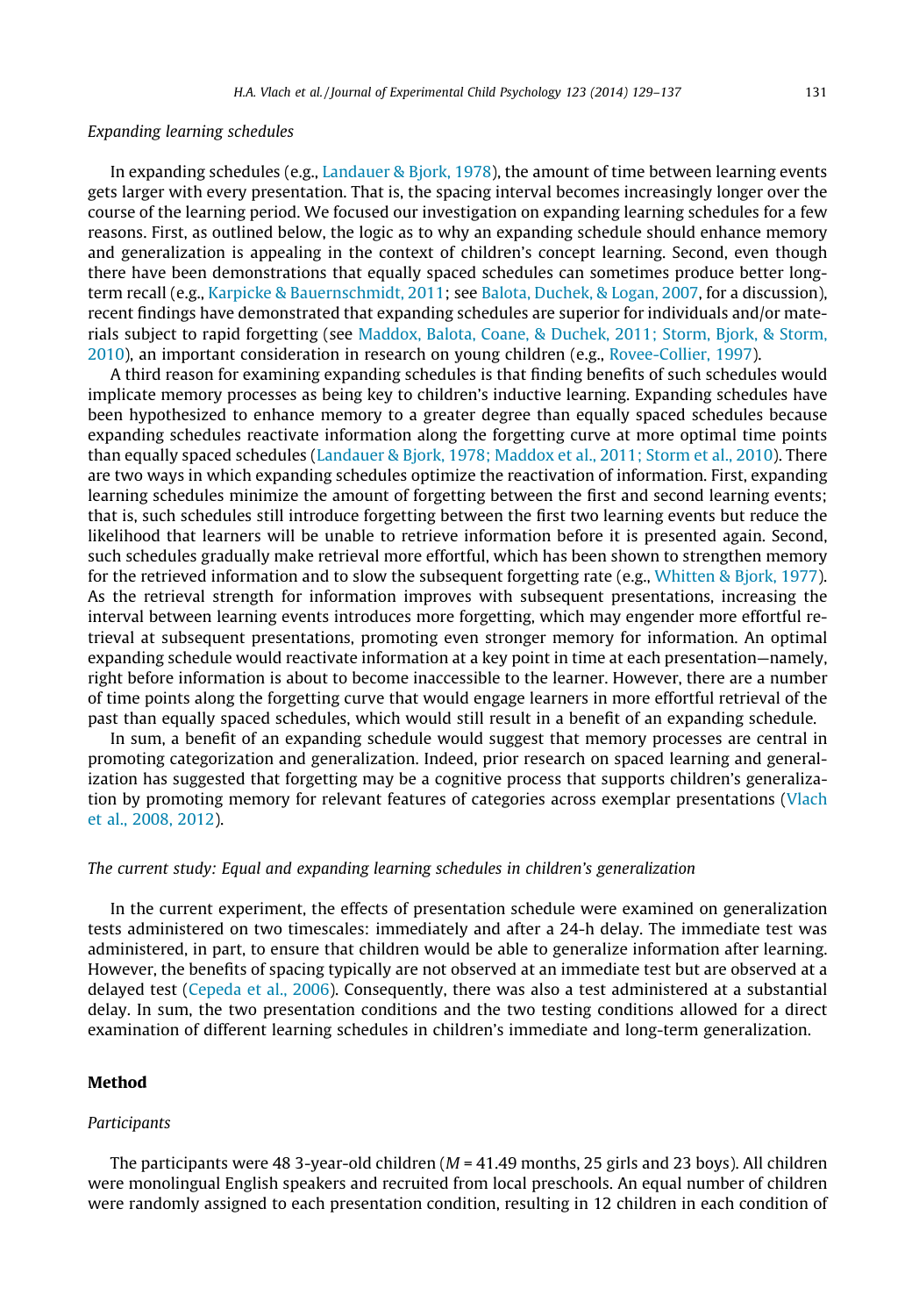### *Expanding learning schedules*

In expanding schedules (e.g., Landauer & Bjork, 1978), the amount of time between learning events gets larger with every presentation. That is, the spacing interval becomes increasingly longer over the course of the learning period. We focused our investigation on expanding learning schedules for a few reasons. First, as outlined below, the logic as to why an expanding schedule should enhance memory and generalization is appealing in the context of children's concept learning. Second, even though there have been demonstrations that equally spaced schedules can sometimes produce better long-term recall (e.g., Karpicke & Bauernschmidt, 2011; see Balota, Duchek, & Logan, 2007, for a discussion), recent findings have demonstrated that expanding schedules are superior for individuals and/or materials subject to rapid forgetting (see Maddox, Balota, Coane, & Duchek, 2011; Storm, Bjork, & Storm, 2010), an important consideration in research on young children (e.g., Rovee-Collier, 1997).

A third reason for examining expanding schedules is that finding benefits of such schedules would implicate memory processes as being key to children's inductive learning. Expanding schedules have been hypothesized to enhance memory to a greater degree than equally spaced schedules because expanding schedules reactivate information along the forgetting curve at more optimal time points than equally spaced schedules (Landauer & Bjork, 1978; Maddox et al., 2011; Storm et al., 2010). There are two ways in which expanding schedules optimize the reactivation of information. First, expanding learning schedules minimize the amount of forgetting between the first and second learning events; that is, such schedules still introduce forgetting between the first two learning events but reduce the likelihood that learners will be unable to retrieve information before it is presented again. Second, such schedules gradually make retrieval more effortful, which has been shown to strengthen memory for the retrieved information and to slow the subsequent forgetting rate (e.g., Whitten & Bjork, 1977). As the retrieval strength for information improves with subsequent presentations, increasing the interval between learning events introduces more forgetting, which may engender more effortful retrieval at subsequent presentations, promoting even stronger memory for information. An optimal expanding schedule would reactivate information at a key point in time at each presentation—namely, right before information is about to become inaccessible to the learner. However, there are a number of time points along the forgetting curve that would engage learners in more effortful retrieval of the past than equally spaced schedules, which would still result in a benefit of an expanding schedule.

In sum, a benefit of an expanding schedule would suggest that memory processes are central in promoting categorization and generalization. Indeed, prior research on spaced learning and generalization has suggested that forgetting may be a cognitive process that supports children's generalization by promoting memory for relevant features of categories across exemplar presentations (Vlach et al., 2008, 2012).

### *The current study: Equal and expanding learning schedules in children's generalization*

In the current experiment, the effects of presentation schedule were examined on generalization tests administered on two timescales: immediately and after a 24-h delay. The immediate test was administered, in part, to ensure that children would be able to generalize information after learning. However, the benefits of spacing typically are not observed at an immediate test but are observed at a delayed test (Cepeda et al., 2006). Consequently, there was also a test administered at a substantial delay. In sum, the two presentation conditions and the two testing conditions allowed for a direct examination of different learning schedules in children's immediate and long-term generalization.

## Method

### *Participants*

The participants were 48 3-year-old children (*M* = 41.49 months, 25 girls and 23 boys). All children were monolingual English speakers and recruited from local preschools. An equal number of children were randomly assigned to each presentation condition, resulting in 12 children in each condition of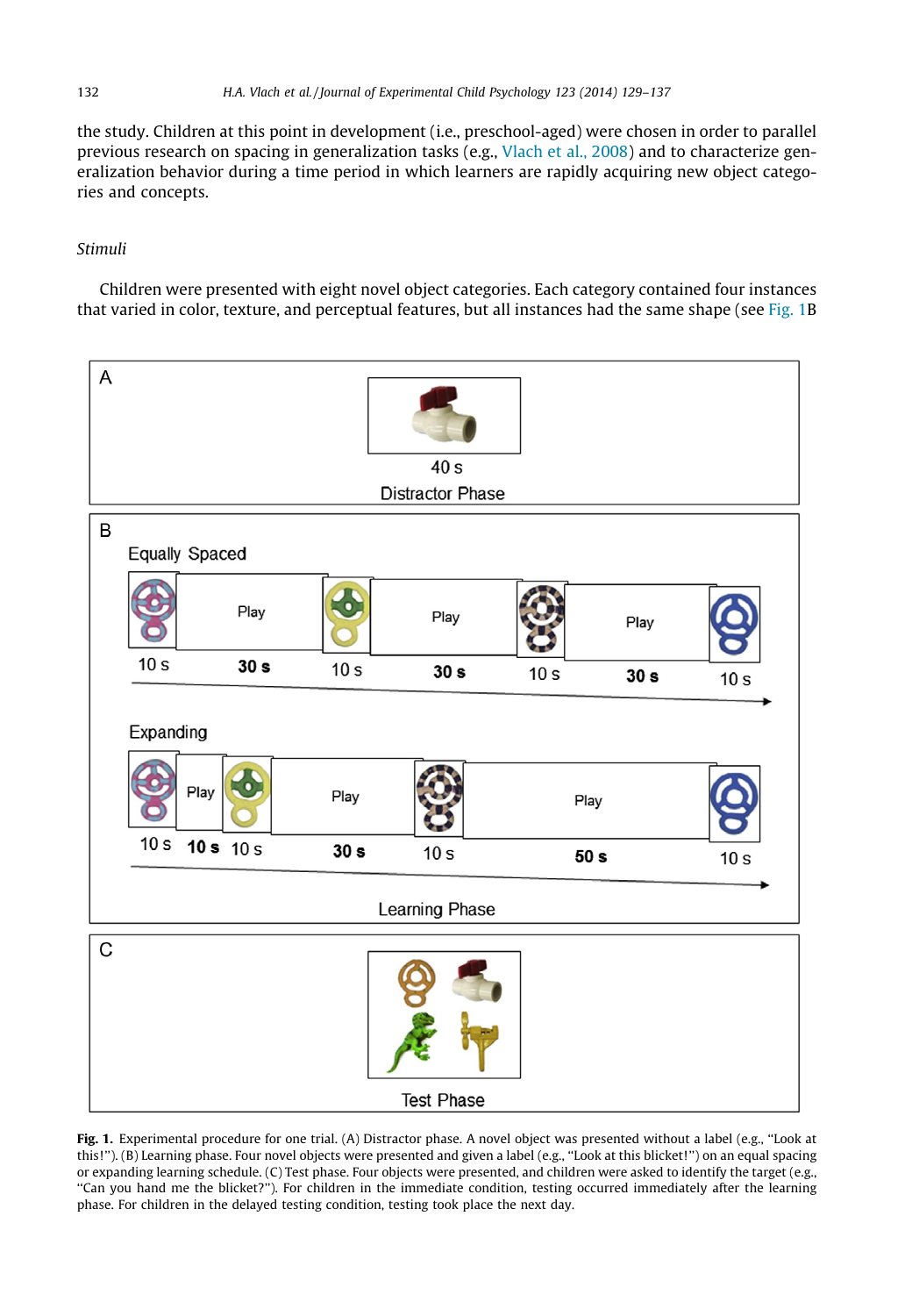the study. Children at this point in development (i.e., preschool-aged) were chosen in order to parallel previous research on spacing in generalization tasks (e.g., Vlach et al., 2008) and to characterize generalization behavior during a time period in which learners are rapidly acquiring new object categories and concepts.

### *Stimuli*

Children were presented with eight novel object categories. Each category contained four instances that varied in color, texture, and perceptual features, but all instances had the same shape (see Fig. 1B

**Fig. 1.** Experimental procedure for one trial. (A) Distractor phase. A novel object was presented without a label (e.g., "Look at this!"). (B) Learning phase. Four novel objects were presented and given a label (e.g., "Look at this blicket!") on an equal spacing or expanding learning schedule. (C) Test phase. Four objects were presented, and children were asked to identify the target (e.g., "Can you hand me the blicket?"). For children in the immediate condition, testing occurred immediately after the learning phase. For children in the delayed testing condition, testing took place the next day.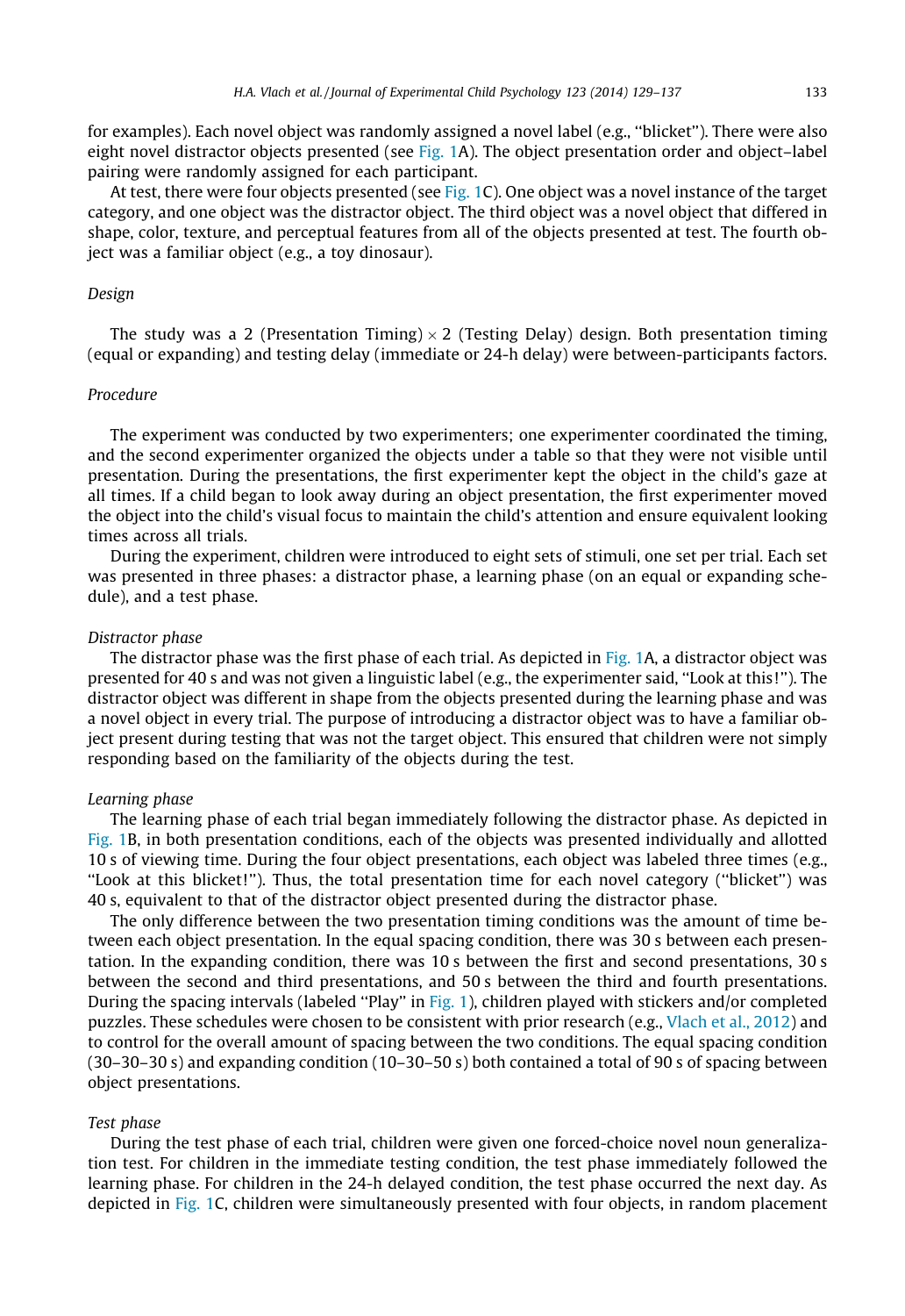for examples). Each novel object was randomly assigned a novel label (e.g., ''blicket''). There were also eight novel distractor objects presented (see Fig. 1A). The object presentation order and object–label pairing were randomly assigned for each participant.

At test, there were four objects presented (see Fig. 1C). One object was a novel instance of the target category, and one object was the distractor object. The third object was a novel object that differed in shape, color, texture, and perceptual features from all of the objects presented at test. The fourth object was a familiar object (e.g., a toy dinosaur).

### Design

The study was a 2 (Presentation Timing) × 2 (Testing Delay) design. Both presentation timing (equal or expanding) and testing delay (immediate or 24-h delay) were between-participants factors.

### Procedure

The experiment was conducted by two experimenters; one experimenter coordinated the timing, and the second experimenter organized the objects under a table so that they were not visible until presentation. During the presentations, the first experimenter kept the object in the child's gaze at all times. If a child began to look away during an object presentation, the first experimenter moved the object into the child's visual focus to maintain the child's attention and ensure equivalent looking times across all trials.

During the experiment, children were introduced to eight sets of stimuli, one set per trial. Each set was presented in three phases: a distractor phase, a learning phase (on an equal or expanding schedule), and a test phase.

#### Distractor phase

The distractor phase was the first phase of each trial. As depicted in Fig. 1A, a distractor object was presented for 40 s and was not given a linguistic label (e.g., the experimenter said, ''Look at this!''). The distractor object was different in shape from the objects presented during the learning phase and was a novel object in every trial. The purpose of introducing a distractor object was to have a familiar object present during testing that was not the target object. This ensured that children were not simply responding based on the familiarity of the objects during the test.

#### Learning phase

The learning phase of each trial began immediately following the distractor phase. As depicted in Fig. 1B, in both presentation conditions, each of the objects was presented individually and allotted 10 s of viewing time. During the four object presentations, each object was labeled three times (e.g., ''Look at this blicket!''). Thus, the total presentation time for each novel category (''blicket'') was 40 s, equivalent to that of the distractor object presented during the distractor phase.

The only difference between the two presentation timing conditions was the amount of time between each object presentation. In the equal spacing condition, there was 30 s between each presentation. In the expanding condition, there was 10 s between the first and second presentations, 30 s between the second and third presentations, and 50 s between the third and fourth presentations. During the spacing intervals (labeled ''Play'' in Fig. 1), children played with stickers and/or completed puzzles. These schedules were chosen to be consistent with prior research (e.g., Vlach et al., 2012) and to control for the overall amount of spacing between the two conditions. The equal spacing condition (30–30–30 s) and expanding condition (10–30–50 s) both contained a total of 90 s of spacing between object presentations.

#### Test phase

During the test phase of each trial, children were given one forced-choice novel noun generalization test. For children in the immediate testing condition, the test phase immediately followed the learning phase. For children in the 24-h delayed condition, the test phase occurred the next day. As depicted in Fig. 1C, children were simultaneously presented with four objects, in random placement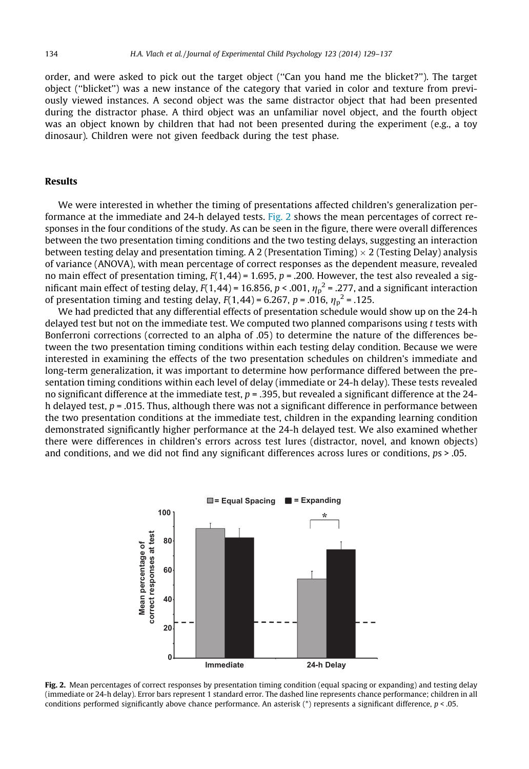order, and were asked to pick out the target object ("Can you hand me the blicket?"). The target object ("blicket") was a new instance of the category that varied in color and texture from previously viewed instances. A second object was the same distractor object that had been presented during the distractor phase. A third object was an unfamiliar novel object, and the fourth object was an object known by children that had not been presented during the experiment (e.g., a toy dinosaur). Children were not given feedback during the test phase.

## Results

We were interested in whether the timing of presentations affected children's generalization performance at the immediate and 24-h delayed tests. Fig. 2 shows the mean percentages of correct responses in the four conditions of the study. As can be seen in the figure, there were overall differences between the two presentation timing conditions and the two testing delays, suggesting an interaction between testing delay and presentation timing. A 2 (Presentation Timing) × 2 (Testing Delay) analysis of variance (ANOVA), with mean percentage of correct responses as the dependent measure, revealed no main effect of presentation timing, $F(1,44) = 1.695$, $p = .200$. However, the test also revealed a significant main effect of testing delay, $F(1,44) = 16.856$, $p < .001$, $\eta_p^2 = .277$, and a significant interaction of presentation timing and testing delay, $F(1,44) = 6.267$, $p = .016$, $\eta_p^2 = .125$.

We had predicted that any differential effects of presentation schedule would show up on the 24-h delayed test but not on the immediate test. We computed two planned comparisons using *t* tests with Bonferroni corrections (corrected to an alpha of .05) to determine the nature of the differences between the two presentation timing conditions within each testing delay condition. Because we were interested in examining the effects of the two presentation schedules on children's immediate and long-term generalization, it was important to determine how performance differed between the presentation timing conditions within each level of delay (immediate or 24-h delay). These tests revealed no significant difference at the immediate test, $p = .395$, but revealed a significant difference at the 24-h delayed test, $p = .015$. Thus, although there was not a significant difference in performance between the two presentation conditions at the immediate test, children in the expanding learning condition demonstrated significantly higher performance at the 24-h delayed test. We also examined whether there were differences in children's errors across test lures (distractor, novel, and known objects) and conditions, and we did not find any significant differences across lures or conditions, *ps* > .05.

**Fig. 2.** Mean percentages of correct responses by presentation timing condition (equal spacing or expanding) and testing delay (immediate or 24-h delay). Error bars represent 1 standard error. The dashed line represents chance performance; children in all conditions performed significantly above chance performance. An asterisk (*) represents a significant difference, $p < .05$.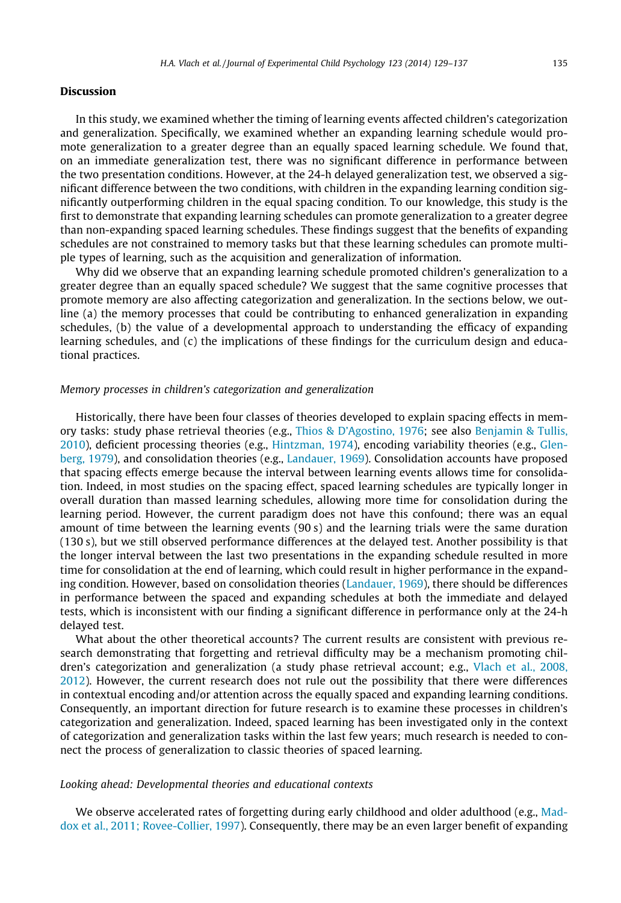## Discussion

In this study, we examined whether the timing of learning events affected children's categorization and generalization. Specifically, we examined whether an expanding learning schedule would promote generalization to a greater degree than an equally spaced learning schedule. We found that, on an immediate generalization test, there was no significant difference in performance between the two presentation conditions. However, at the 24-h delayed generalization test, we observed a significant difference between the two conditions, with children in the expanding learning condition significantly outperforming children in the equal spacing condition. To our knowledge, this study is the first to demonstrate that expanding learning schedules can promote generalization to a greater degree than non-expanding spaced learning schedules. These findings suggest that the benefits of expanding schedules are not constrained to memory tasks but that these learning schedules can promote multiple types of learning, such as the acquisition and generalization of information.

Why did we observe that an expanding learning schedule promoted children's generalization to a greater degree than an equally spaced schedule? We suggest that the same cognitive processes that promote memory are also affecting categorization and generalization. In the sections below, we outline (a) the memory processes that could be contributing to enhanced generalization in expanding schedules, (b) the value of a developmental approach to understanding the efficacy of expanding learning schedules, and (c) the implications of these findings for the curriculum design and educational practices.

### *Memory processes in children's categorization and generalization*

Historically, there have been four classes of theories developed to explain spacing effects in memory tasks: study phase retrieval theories (e.g., Thios & D'Agostino, 1976; see also Benjamin & Tullis, 2010), deficient processing theories (e.g., Hintzman, 1974), encoding variability theories (e.g., Glenberg, 1979), and consolidation theories (e.g., Landauer, 1969). Consolidation accounts have proposed that spacing effects emerge because the interval between learning events allows time for consolidation. Indeed, in most studies on the spacing effect, spaced learning schedules are typically longer in overall duration than massed learning schedules, allowing more time for consolidation during the learning period. However, the current paradigm does not have this confound; there was an equal amount of time between the learning events (90 s) and the learning trials were the same duration (130 s), but we still observed performance differences at the delayed test. Another possibility is that the longer interval between the last two presentations in the expanding schedule resulted in more time for consolidation at the end of learning, which could result in higher performance in the expanding condition. However, based on consolidation theories (Landauer, 1969), there should be differences in performance between the spaced and expanding schedules at both the immediate and delayed tests, which is inconsistent with our finding a significant difference in performance only at the 24-h delayed test.

What about the other theoretical accounts? The current results are consistent with previous research demonstrating that forgetting and retrieval difficulty may be a mechanism promoting children's categorization and generalization (a study phase retrieval account; e.g., Vlach et al., 2008, 2012). However, the current research does not rule out the possibility that there were differences in contextual encoding and/or attention across the equally spaced and expanding learning conditions. Consequently, an important direction for future research is to examine these processes in children's categorization and generalization. Indeed, spaced learning has been investigated only in the context of categorization and generalization tasks within the last few years; much research is needed to connect the process of generalization to classic theories of spaced learning.

### *Looking ahead: Developmental theories and educational contexts*

We observe accelerated rates of forgetting during early childhood and older adulthood (e.g., Maddox et al., 2011; Rovee-Collier, 1997). Consequently, there may be an even larger benefit of expanding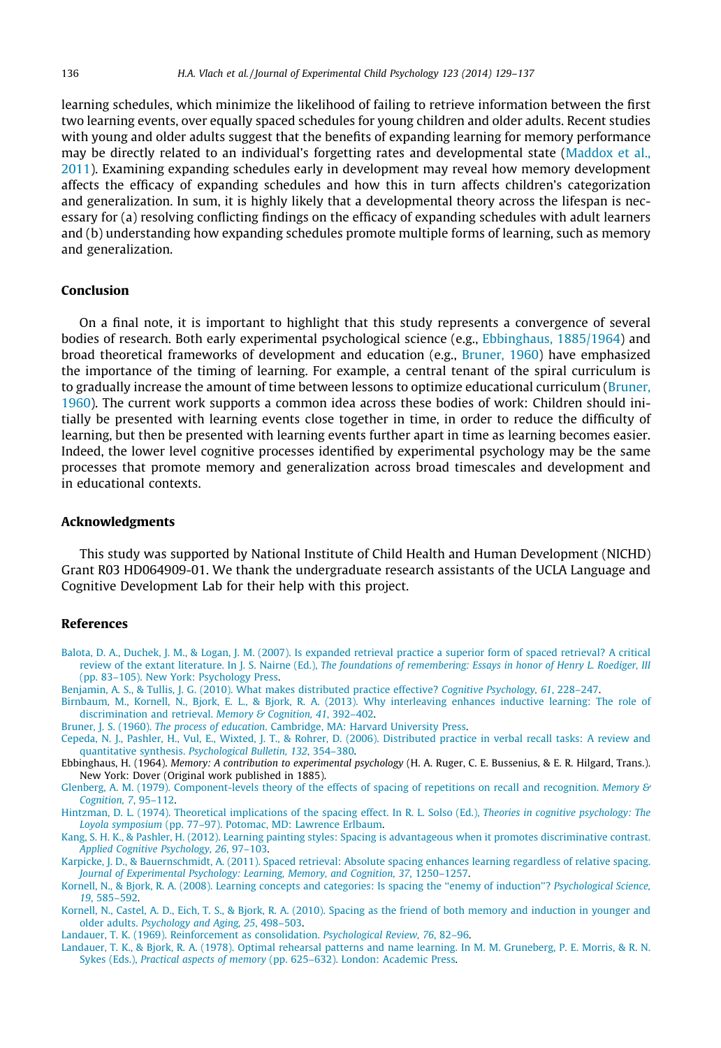learning schedules, which minimize the likelihood of failing to retrieve information between the first two learning events, over equally spaced schedules for young children and older adults. Recent studies with young and older adults suggest that the benefits of expanding learning for memory performance may be directly related to an individual's forgetting rates and developmental state (Maddox et al., 2011). Examining expanding schedules early in development may reveal how memory development affects the efficacy of expanding schedules and how this in turn affects children's categorization and generalization. In sum, it is highly likely that a developmental theory across the lifespan is necessary for (a) resolving conflicting findings on the efficacy of expanding schedules with adult learners and (b) understanding how expanding schedules promote multiple forms of learning, such as memory and generalization.

## Conclusion

On a final note, it is important to highlight that this study represents a convergence of several bodies of research. Both early experimental psychological science (e.g., Ebbinghaus, 1885/1964) and broad theoretical frameworks of development and education (e.g., Bruner, 1960) have emphasized the importance of the timing of learning. For example, a central tenant of the spiral curriculum is to gradually increase the amount of time between lessons to optimize educational curriculum (Bruner, 1960). The current work supports a common idea across these bodies of work: Children should initially be presented with learning events close together in time, in order to reduce the difficulty of learning, but then be presented with learning events further apart in time as learning becomes easier. Indeed, the lower level cognitive processes identified by experimental psychology may be the same processes that promote memory and generalization across broad timescales and development and in educational contexts.

## Acknowledgments

This study was supported by National Institute of Child Health and Human Development (NICHD) Grant R03 HD064909-01. We thank the undergraduate research assistants of the UCLA Language and Cognitive Development Lab for their help with this project.

## References

Balota, D. A., Duchek, J. M., & Logan, J. M. (2007). Is expanded retrieval practice a superior form of spaced retrieval? A critical review of the extant literature. In J. S. Nairne (Ed.), *The foundations of remembering: Essays in honor of Henry L. Roediger, III* (pp. 83–105). New York: Psychology Press.

Benjamin, A. S., & Tullis, J. G. (2010). What makes distributed practice effective? *Cognitive Psychology, 61*, 228–247.

Birnbaum, M., Kornell, N., Bjork, E. L., & Bjork, R. A. (2013). Why interleaving enhances inductive learning: The role of discrimination and retrieval. *Memory & Cognition, 41*, 392–402.

Bruner, J. S. (1960). *The process of education*. Cambridge, MA: Harvard University Press.

Cepeda, N. J., Pashler, H., Vul, E., Wixted, J. T., & Rohrer, D. (2006). Distributed practice in verbal recall tasks: A review and quantitative synthesis. *Psychological Bulletin, 132*, 354–380.

Ebbinghaus, H. (1964). *Memory: A contribution to experimental psychology* (H. A. Ruger, C. E. Bussenius, & E. R. Hilgard, Trans.). New York: Dover (Original work published in 1885).

Glenberg, A. M. (1979). Component-levels theory of the effects of spacing of repetitions on recall and recognition. *Memory & Cognition, 7*, 95–112.

Hintzman, D. L. (1974). Theoretical implications of the spacing effect. In R. L. Solso (Ed.), *Theories in cognitive psychology: The Loyola symposium* (pp. 77–97). Potomac, MD: Lawrence Erlbaum.

Kang, S. H. K., & Pashler, H. (2012). Learning painting styles: Spacing is advantageous when it promotes discriminative contrast. *Applied Cognitive Psychology, 26*, 97–103.

Karpicke, J. D., & Bauernschmidt, A. (2011). Spaced retrieval: Absolute spacing enhances learning regardless of relative spacing. *Journal of Experimental Psychology: Learning, Memory, and Cognition, 37*, 1250–1257.

Kornell, N., & Bjork, R. A. (2008). Learning concepts and categories: Is spacing the "enemy of induction"? *Psychological Science, 19*, 585–592.

Kornell, N., Castel, A. D., Eich, T. S., & Bjork, R. A. (2010). Spacing as the friend of both memory and induction in younger and older adults. *Psychology and Aging, 25*, 498–503.

Landauer, T. K. (1969). Reinforcement as consolidation. *Psychological Review, 76*, 82–96.

Landauer, T. K., & Bjork, R. A. (1978). Optimal rehearsal patterns and name learning. In M. M. Gruneberg, P. E. Morris, & R. N. Sykes (Eds.), *Practical aspects of memory* (pp. 625–632). London: Academic Press.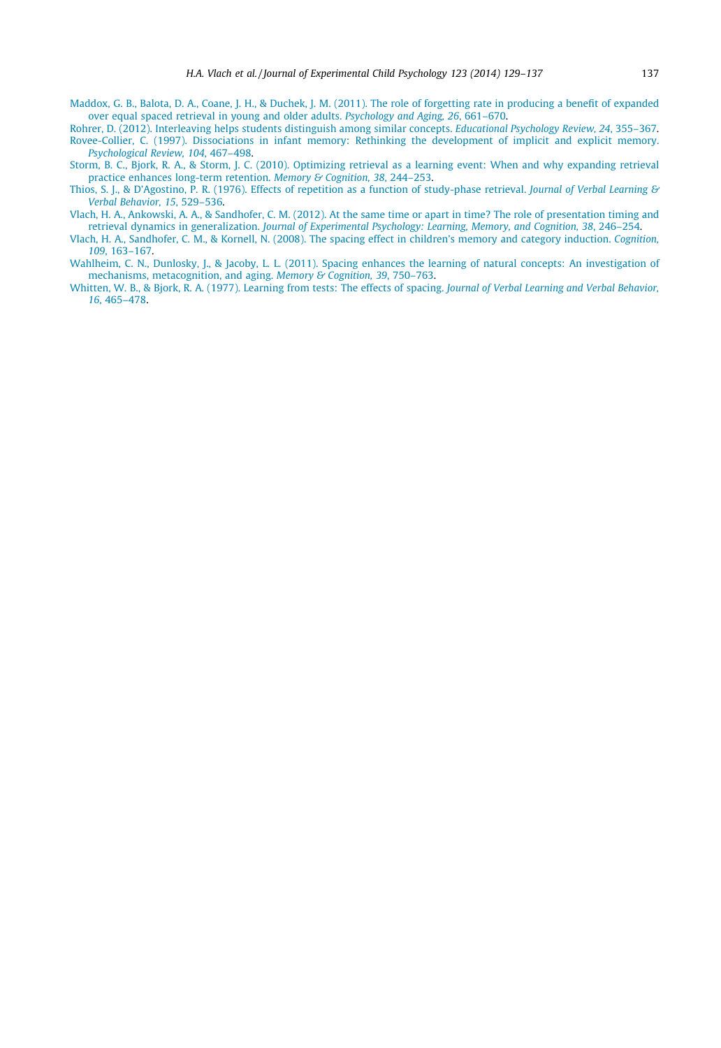Maddox, G. B., Balota, D. A., Coane, J. H., & Duchek, J. M. (2011). The role of forgetting rate in producing a benefit of expanded over equal spaced retrieval in young and older adults. *Psychology and Aging, 26*, 661–670.

Rohrer, D. (2012). Interleaving helps students distinguish among similar concepts. *Educational Psychology Review, 24*, 355–367.

Rovee-Collier, C. (1997). Dissociations in infant memory: Rethinking the development of implicit and explicit memory. *Psychological Review, 104*, 467–498.

Storm, B. C., Bjork, R. A., & Storm, J. C. (2010). Optimizing retrieval as a learning event: When and why expanding retrieval practice enhances long-term retention. *Memory & Cognition, 38*, 244–253.

Thios, S. J., & D'Agostino, P. R. (1976). Effects of repetition as a function of study-phase retrieval. *Journal of Verbal Learning & Verbal Behavior, 15*, 529–536.

Vlach, H. A., Ankowski, A. A., & Sandhofer, C. M. (2012). At the same time or apart in time? The role of presentation timing and retrieval dynamics in generalization. *Journal of Experimental Psychology: Learning, Memory, and Cognition, 38*, 246–254.

Vlach, H. A., Sandhofer, C. M., & Kornell, N. (2008). The spacing effect in children's memory and category induction. *Cognition, 109*, 163–167.

Wahlheim, C. N., Dunlosky, J., & Jacoby, L. L. (2011). Spacing enhances the learning of natural concepts: An investigation of mechanisms, metacognition, and aging. *Memory & Cognition, 39*, 750–763.

Whitten, W. B., & Bjork, R. A. (1977). Learning from tests: The effects of spacing. *Journal of Verbal Learning and Verbal Behavior, 16*, 465–478.